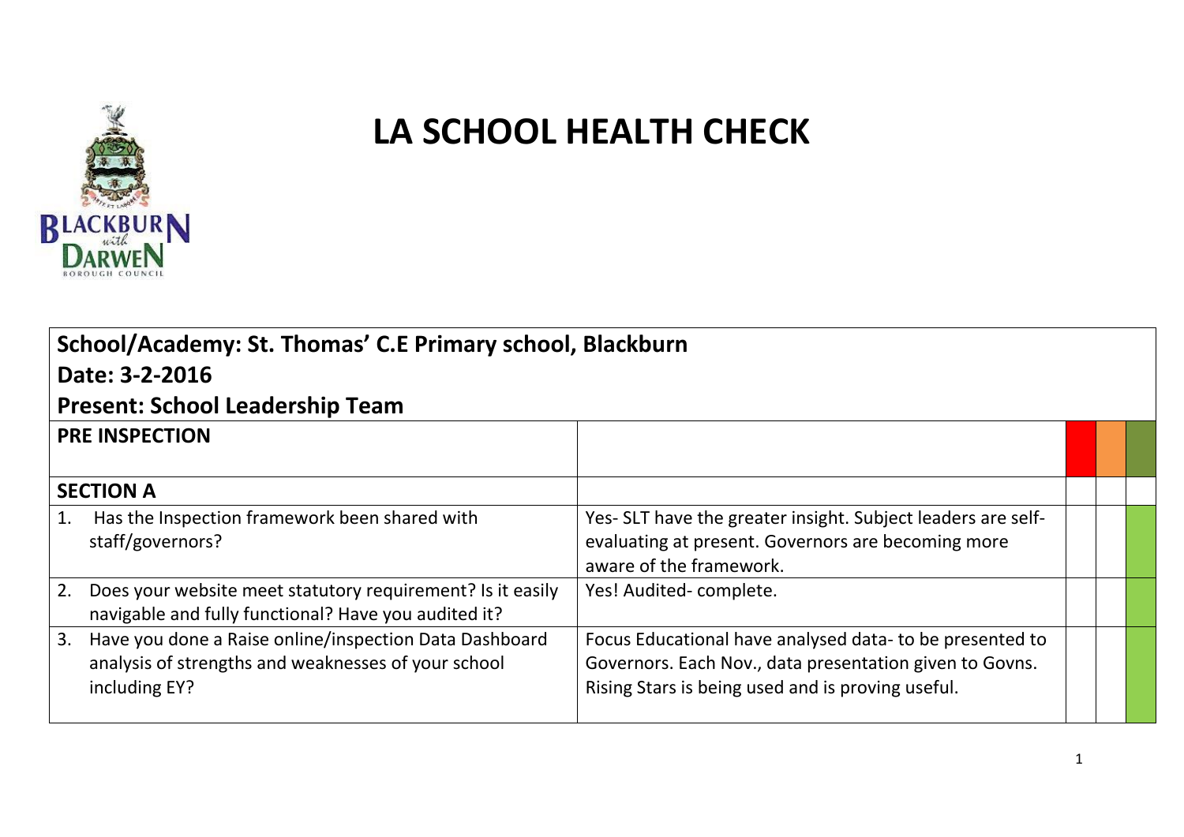// LA SCHOOL HEALTH CHECK

| School/Academy: St. Thomas' C.E Primary school, Blackburn<br>Date: 3-2-2016<br>Present: School Leadership Team | | | | |
|---|---|---|---|---|
| **PRE INSPECTION** | | Red | Amber | Green |
| **SECTION A** | | | | |
| 1. Has the Inspection framework been shared with staff/governors? | Yes- SLT have the greater insight. Subject leaders are self-evaluating at present. Governors are becoming more aware of the framework. | | | Green |
| 2. Does your website meet statutory requirement? Is it easily navigable and fully functional? Have you audited it? | Yes! Audited- complete. | | | Green |
| 3. Have you done a Raise online/inspection Data Dashboard analysis of strengths and weaknesses of your school including EY? | Focus Educational have analysed data- to be presented to Governors. Each Nov., data presentation given to Govns. Rising Stars is being used and is proving useful. | | | Green |

# LA SCHOOL HEALTH CHECK

**School/Academy: St. Thomas' C.E Primary school, Blackburn**

**Date: 3-2-2016**

**Present: School Leadership Team**

| **PRE INSPECTION** | | Red | Amber | Green |
|---|---|---|---|---|
| **SECTION A** | | | | |
| 1. Has the Inspection framework been shared with staff/governors? | Yes- SLT have the greater insight. Subject leaders are self-evaluating at present. Governors are becoming more aware of the framework. | | | Green |
| 2. Does your website meet statutory requirement? Is it easily navigable and fully functional? Have you audited it? | Yes! Audited- complete. | | | Green |
| 3. Have you done a Raise online/inspection Data Dashboard analysis of strengths and weaknesses of your school including EY? | Focus Educational have analysed data- to be presented to Governors. Each Nov., data presentation given to Govns. Rising Stars is being used and is proving useful. | | | Green |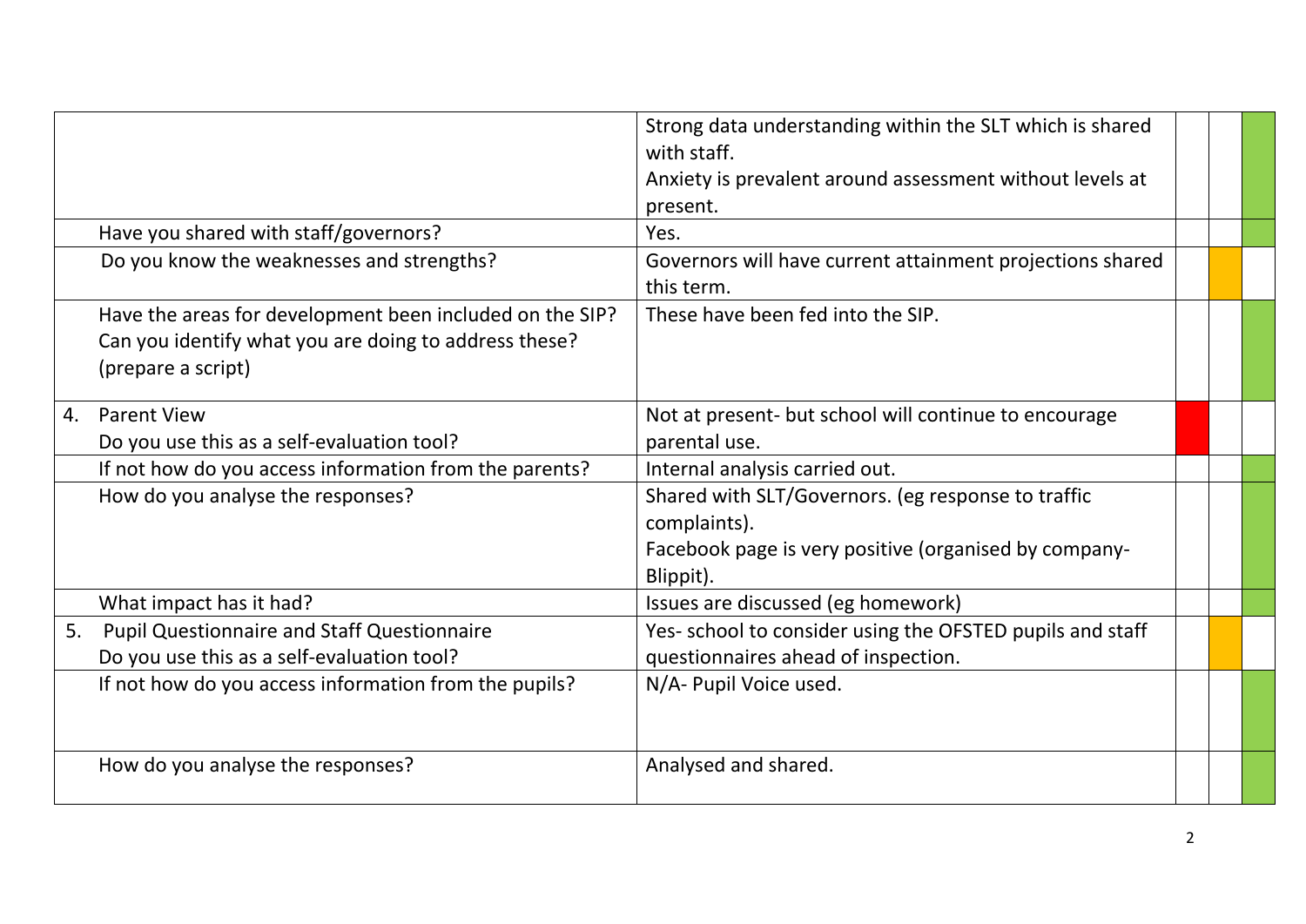| | | | | |
|---|---|---|---|---|
| | Strong data understanding within the SLT which is shared with staff.<br>Anxiety is prevalent around assessment without levels at present. | | | Green |
| Have you shared with staff/governors? | Yes. | | | Green |
| Do you know the weaknesses and strengths? | Governors will have current attainment projections shared this term. | | Amber | |
| Have the areas for development been included on the SIP?<br>Can you identify what you are doing to address these? (prepare a script) | These have been fed into the SIP. | | | Green |
| 4. Parent View<br>Do you use this as a self-evaluation tool? | Not at present- but school will continue to encourage parental use. | Red | | |
| If not how do you access information from the parents? | Internal analysis carried out. | | | Green |
| How do you analyse the responses? | Shared with SLT/Governors. (eg response to traffic complaints).<br>Facebook page is very positive (organised by company- Blippit). | | | Green |
| What impact has it had? | Issues are discussed (eg homework) | | | Green |
| 5. Pupil Questionnaire and Staff Questionnaire<br>Do you use this as a self-evaluation tool? | Yes- school to consider using the OFSTED pupils and staff questionnaires ahead of inspection. | | Amber | |
| If not how do you access information from the pupils? | N/A- Pupil Voice used. | | | Green |
| How do you analyse the responses? | Analysed and shared. | | | Green |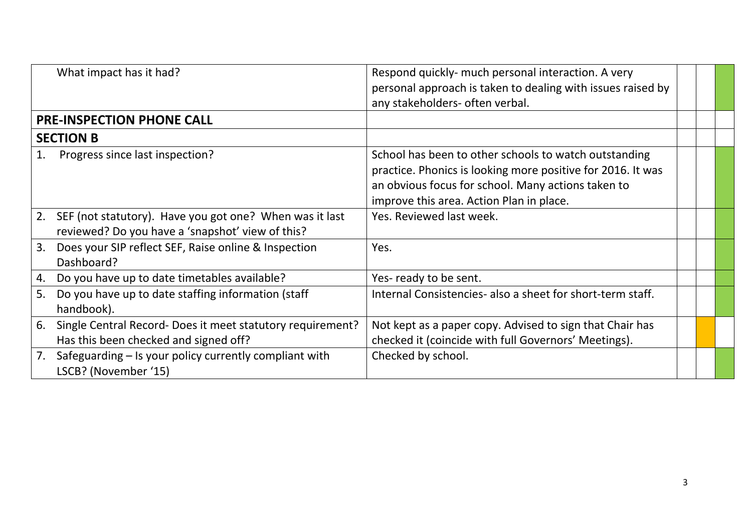| | | | | |
|---|---|---|---|---|
| What impact has it had? | Respond quickly- much personal interaction. A very personal approach is taken to dealing with issues raised by any stakeholders- often verbal. | | | |
| **PRE-INSPECTION PHONE CALL** | | | | |
| **SECTION B** | | | | |
| 1. Progress since last inspection? | School has been to other schools to watch outstanding practice. Phonics is looking more positive for 2016. It was an obvious focus for school. Many actions taken to improve this area. Action Plan in place. | | | |
| 2. SEF (not statutory). Have you got one? When was it last reviewed? Do you have a 'snapshot' view of this? | Yes. Reviewed last week. | | | |
| 3. Does your SIP reflect SEF, Raise online & Inspection Dashboard? | Yes. | | | |
| 4. Do you have up to date timetables available? | Yes- ready to be sent. | | | |
| 5. Do you have up to date staffing information (staff handbook). | Internal Consistencies- also a sheet for short-term staff. | | | |
| 6. Single Central Record- Does it meet statutory requirement? Has this been checked and signed off? | Not kept as a paper copy. Advised to sign that Chair has checked it (coincide with full Governors' Meetings). | | | |
| 7. Safeguarding – Is your policy currently compliant with LSCB? (November '15) | Checked by school. | | | |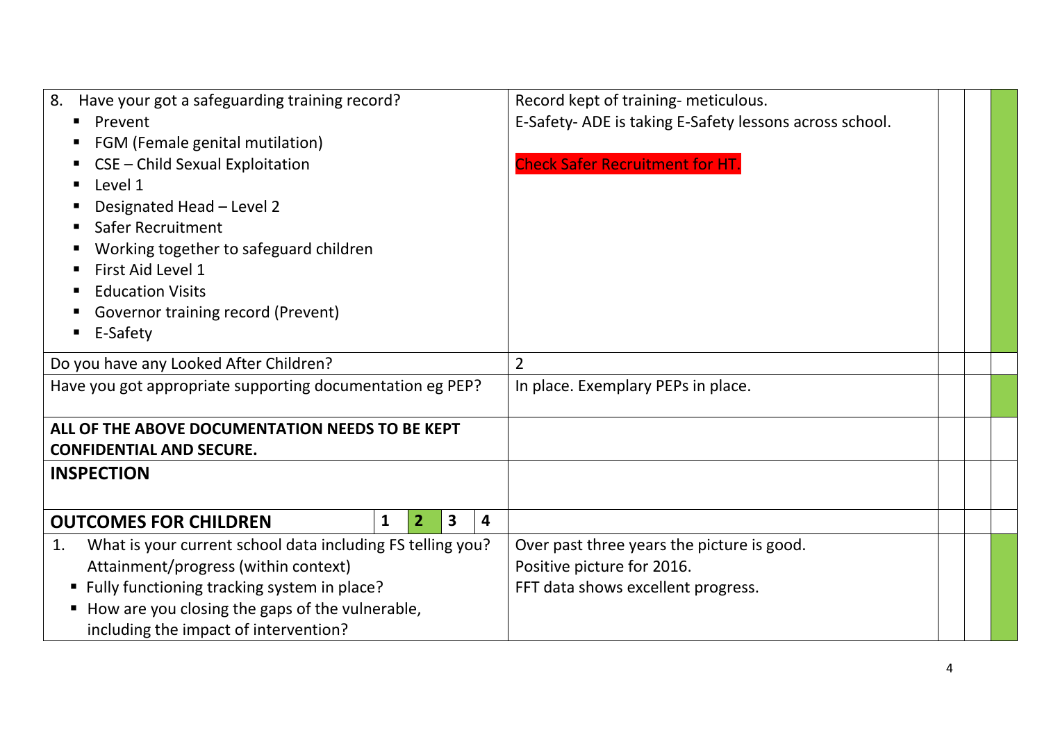| Question | Response | | | |
|---|---|---|---|---|
| 8. Have your got a safeguarding training record?<br>▪ Prevent<br>▪ FGM (Female genital mutilation)<br>▪ CSE – Child Sexual Exploitation<br>▪ Level 1<br>▪ Designated Head – Level 2<br>▪ Safer Recruitment<br>▪ Working together to safeguard children<br>▪ First Aid Level 1<br>▪ Education Visits<br>▪ Governor training record (Prevent)<br>▪ E-Safety | Record kept of training- meticulous.<br>E-Safety- ADE is taking E-Safety lessons across school.<br><br>Check Safer Recruitment for HT. | | | |
| Do you have any Looked After Children? | 2 | | | |
| Have you got appropriate supporting documentation eg PEP? | In place. Exemplary PEPs in place. | | | |
| **ALL OF THE ABOVE DOCUMENTATION NEEDS TO BE KEPT CONFIDENTIAL AND SECURE.** | | | | |
| **INSPECTION** | | | | |
| **OUTCOMES FOR CHILDREN** 1 **2** 3 4 | | | | |
| 1. What is your current school data including FS telling you? Attainment/progress (within context)<br>▪ Fully functioning tracking system in place?<br>▪ How are you closing the gaps of the vulnerable, including the impact of intervention? | Over past three years the picture is good.<br>Positive picture for 2016.<br>FFT data shows excellent progress. | | | |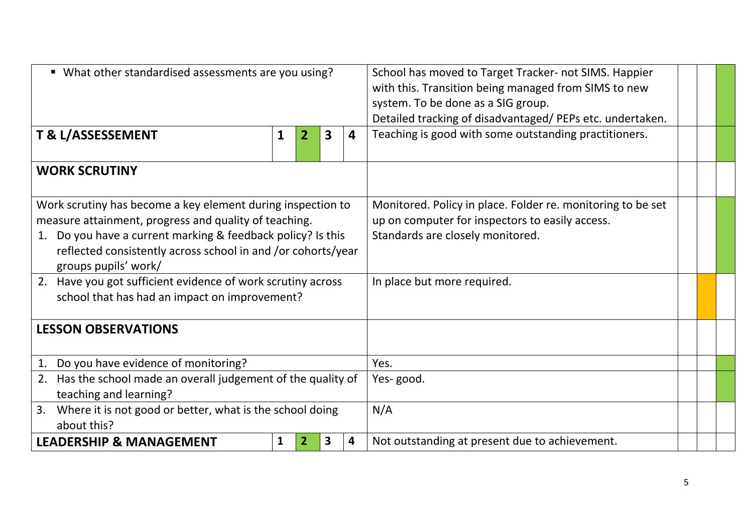| | | | | | | | | |
|---|---|---|---|---|---|---|---|---|
| ▪ What other standardised assessments are you using? | | | | | School has moved to Target Tracker- not SIMS. Happier with this. Transition being managed from SIMS to new system. To be done as a SIG group. Detailed tracking of disadvantaged/ PEPs etc. undertaken. | | | |
| **T & L/ASSESSEMENT** | 1 | 2 | 3 | 4 | Teaching is good with some outstanding practitioners. | | | |
| **WORK SCRUTINY** | | | | | | | | |
| Work scrutiny has become a key element during inspection to measure attainment, progress and quality of teaching. 1. Do you have a current marking & feedback policy? Is this reflected consistently across school in and /or cohorts/year groups pupils' work/ | | | | | Monitored. Policy in place. Folder re. monitoring to be set up on computer for inspectors to easily access. Standards are closely monitored. | | | |
| 2. Have you got sufficient evidence of work scrutiny across school that has had an impact on improvement? | | | | | In place but more required. | | | |
| **LESSON OBSERVATIONS** | | | | | | | | |
| 1. Do you have evidence of monitoring? | | | | | Yes. | | | |
| 2. Has the school made an overall judgement of the quality of teaching and learning? | | | | | Yes- good. | | | |
| 3. Where it is not good or better, what is the school doing about this? | | | | | N/A | | | |
| **LEADERSHIP & MANAGEMENT** | 1 | 2 | 3 | 4 | Not outstanding at present due to achievement. | | | |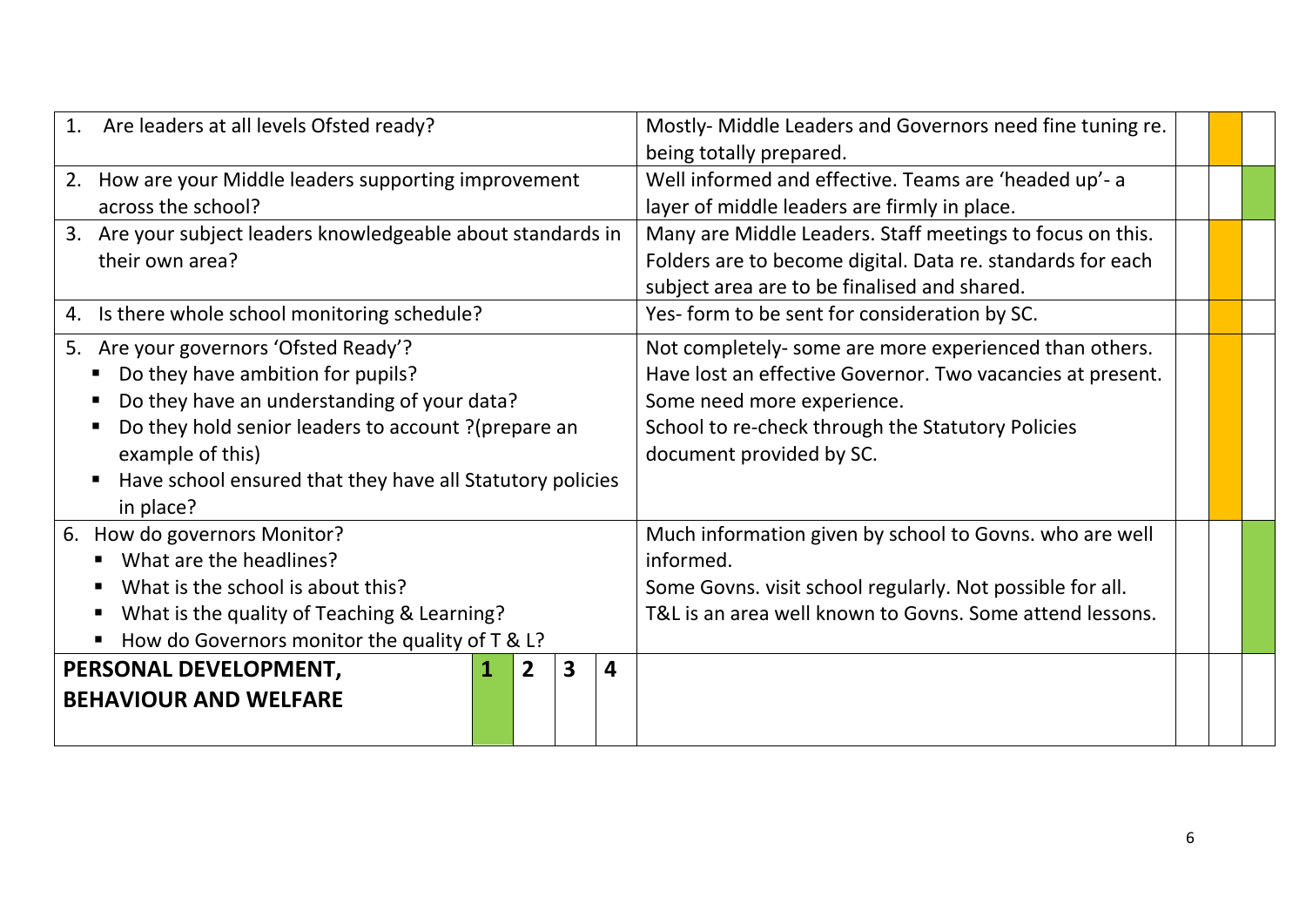| Question | Comment | | | |
| --- | --- | --- | --- | --- |
| 1. Are leaders at all levels Ofsted ready? | Mostly- Middle Leaders and Governors need fine tuning re. being totally prepared. | | Amber | |
| 2. How are your Middle leaders supporting improvement across the school? | Well informed and effective. Teams are 'headed up'- a layer of middle leaders are firmly in place. | | | Green |
| 3. Are your subject leaders knowledgeable about standards in their own area? | Many are Middle Leaders. Staff meetings to focus on this. Folders are to become digital. Data re. standards for each subject area are to be finalised and shared. | | Amber | |
| 4. Is there whole school monitoring schedule? | Yes- form to be sent for consideration by SC. | | Amber | |
| 5. Are your governors 'Ofsted Ready'?<br>▪ Do they have ambition for pupils?<br>▪ Do they have an understanding of your data?<br>▪ Do they hold senior leaders to account ?(prepare an example of this)<br>▪ Have school ensured that they have all Statutory policies in place? | Not completely- some are more experienced than others. Have lost an effective Governor. Two vacancies at present. Some need more experience.<br>School to re-check through the Statutory Policies document provided by SC. | | Amber | |
| 6. How do governors Monitor?<br>▪ What are the headlines?<br>▪ What is the school is about this?<br>▪ What is the quality of Teaching & Learning?<br>▪ How do Governors monitor the quality of T & L? | Much information given by school to Govns. who are well informed.<br>Some Govns. visit school regularly. Not possible for all.<br>T&L is an area well known to Govns. Some attend lessons. | | | Green |

| **PERSONAL DEVELOPMENT, BEHAVIOUR AND WELFARE** | **1** | **2** | **3** | **4** | | | | |
| --- | --- | --- | --- | --- | --- | --- | --- | --- |
| | Green | | | | | | | |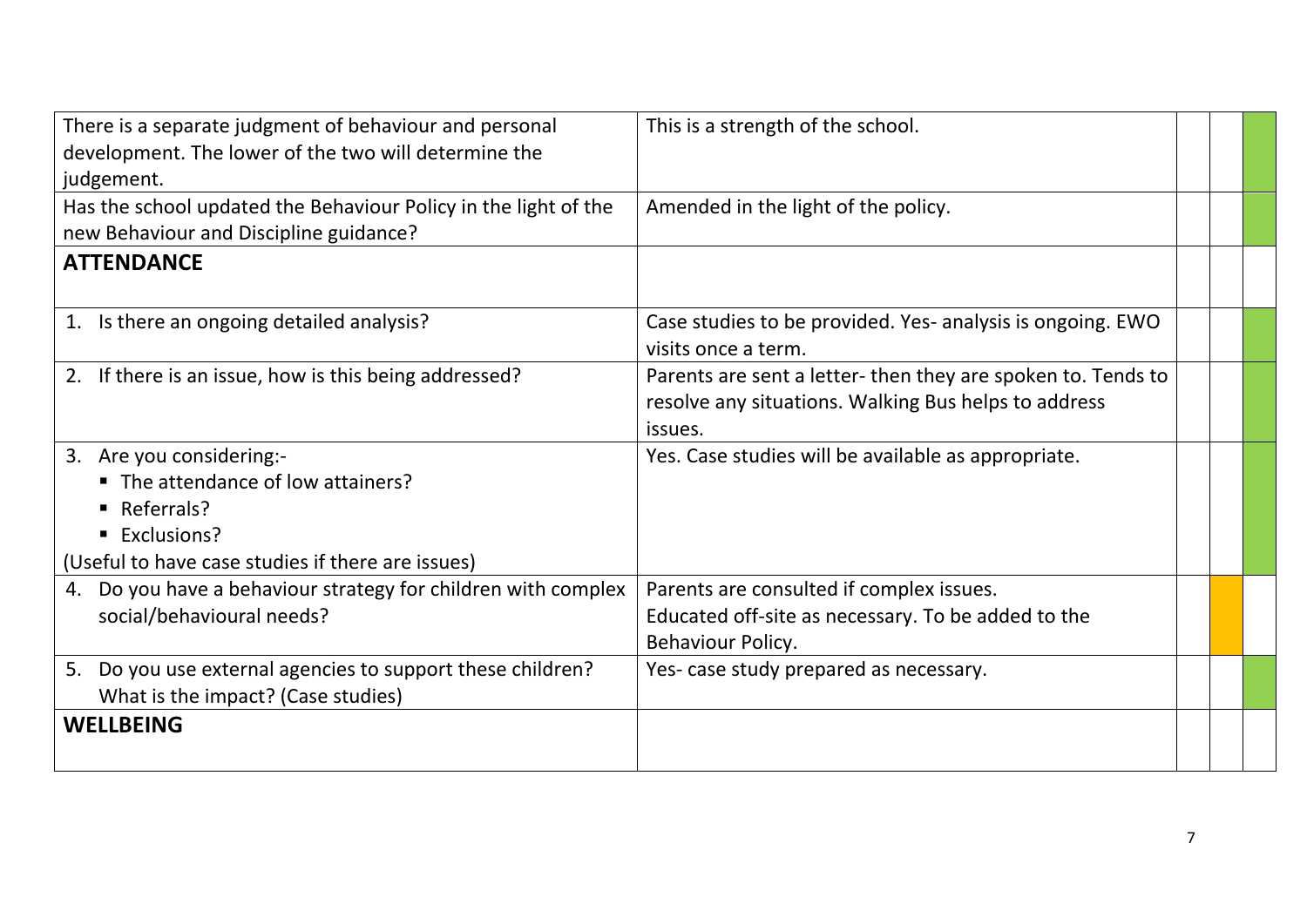| | | | | |
|---|---|---|---|---|
| There is a separate judgment of behaviour and personal development. The lower of the two will determine the judgement. | This is a strength of the school. | | | |
| Has the school updated the Behaviour Policy in the light of the new Behaviour and Discipline guidance? | Amended in the light of the policy. | | | |
| **ATTENDANCE** | | | | |
| 1. Is there an ongoing detailed analysis? | Case studies to be provided. Yes- analysis is ongoing. EWO visits once a term. | | | |
| 2. If there is an issue, how is this being addressed? | Parents are sent a letter- then they are spoken to. Tends to resolve any situations. Walking Bus helps to address issues. | | | |
| 3. Are you considering:- <br>▪ The attendance of low attainers? <br>▪ Referrals? <br>▪ Exclusions? <br>(Useful to have case studies if there are issues) | Yes. Case studies will be available as appropriate. | | | |
| 4. Do you have a behaviour strategy for children with complex social/behavioural needs? | Parents are consulted if complex issues. <br>Educated off-site as necessary. To be added to the Behaviour Policy. | | | |
| 5. Do you use external agencies to support these children? What is the impact? (Case studies) | Yes- case study prepared as necessary. | | | |
| **WELLBEING** | | | | |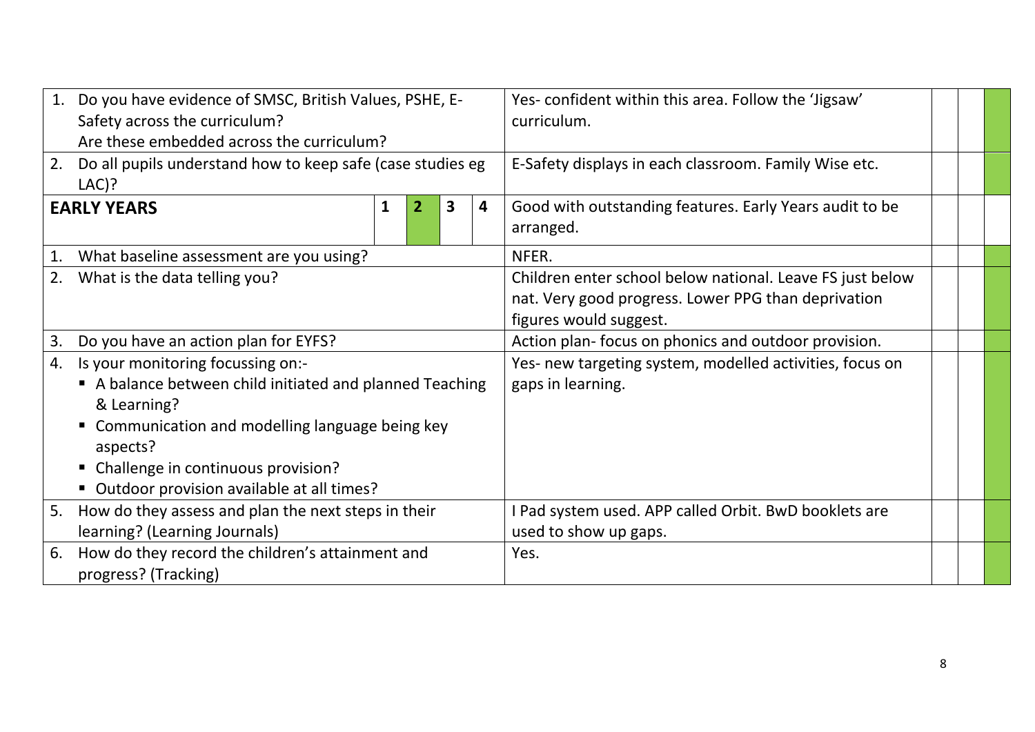| Question | | | | | Response | | | |
|---|---|---|---|---|---|---|---|---|
| 1. Do you have evidence of SMSC, British Values, PSHE, E-Safety across the curriculum? Are these embedded across the curriculum? | | | | | Yes- confident within this area. Follow the 'Jigsaw' curriculum. | | | |
| 2. Do all pupils understand how to keep safe (case studies eg LAC)? | | | | | E-Safety displays in each classroom. Family Wise etc. | | | |
| **EARLY YEARS** | **1** | **2** | **3** | **4** | Good with outstanding features. Early Years audit to be arranged. | | | |
| 1. What baseline assessment are you using? | | | | | NFER. | | | |
| 2. What is the data telling you? | | | | | Children enter school below national. Leave FS just below nat. Very good progress. Lower PPG than deprivation figures would suggest. | | | |
| 3. Do you have an action plan for EYFS? | | | | | Action plan- focus on phonics and outdoor provision. | | | |
| 4. Is your monitoring focussing on:- <br>▪ A balance between child initiated and planned Teaching & Learning? <br>▪ Communication and modelling language being key aspects? <br>▪ Challenge in continuous provision? <br>▪ Outdoor provision available at all times? | | | | | Yes- new targeting system, modelled activities, focus on gaps in learning. | | | |
| 5. How do they assess and plan the next steps in their learning? (Learning Journals) | | | | | I Pad system used. APP called Orbit. BwD booklets are used to show up gaps. | | | |
| 6. How do they record the children's attainment and progress? (Tracking) | | | | | Yes. | | | |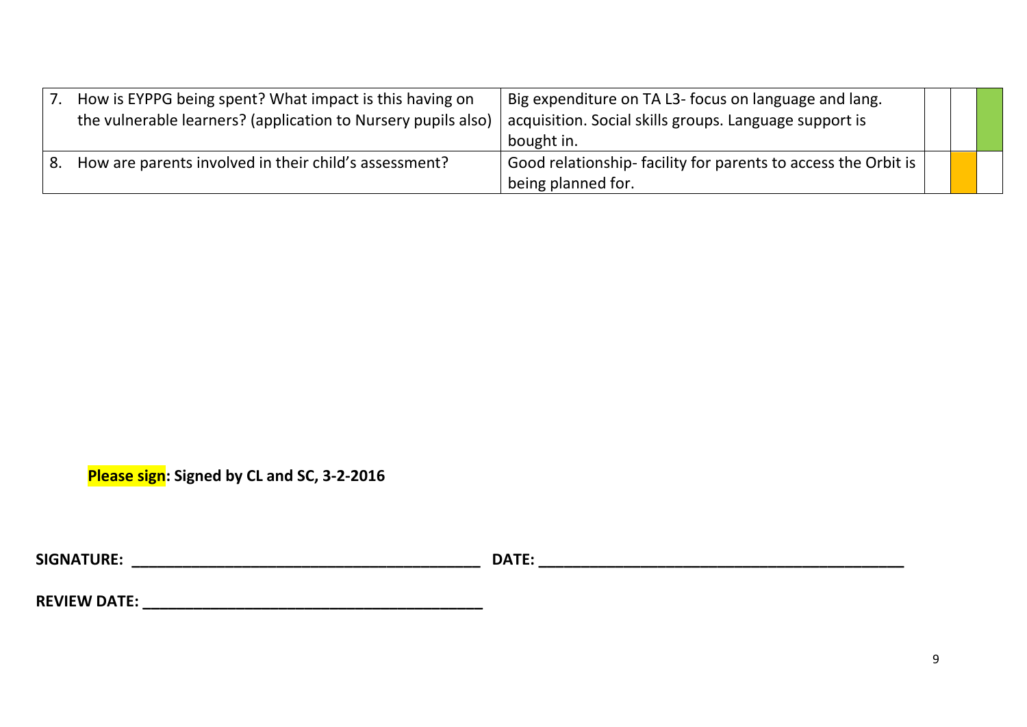| | | | | |
|---|---|---|---|---|
| 7. How is EYPPG being spent? What impact is this having on the vulnerable learners? (application to Nursery pupils also) | Big expenditure on TA L3- focus on language and lang. acquisition. Social skills groups. Language support is bought in. | | | |
| 8. How are parents involved in their child's assessment? | Good relationship- facility for parents to access the Orbit is being planned for. | | | |

**Please sign: Signed by CL and SC, 3-2-2016**

**SIGNATURE: ___________________________________________ DATE: ______________________________________________**

**REVIEW DATE: __________________________________________**